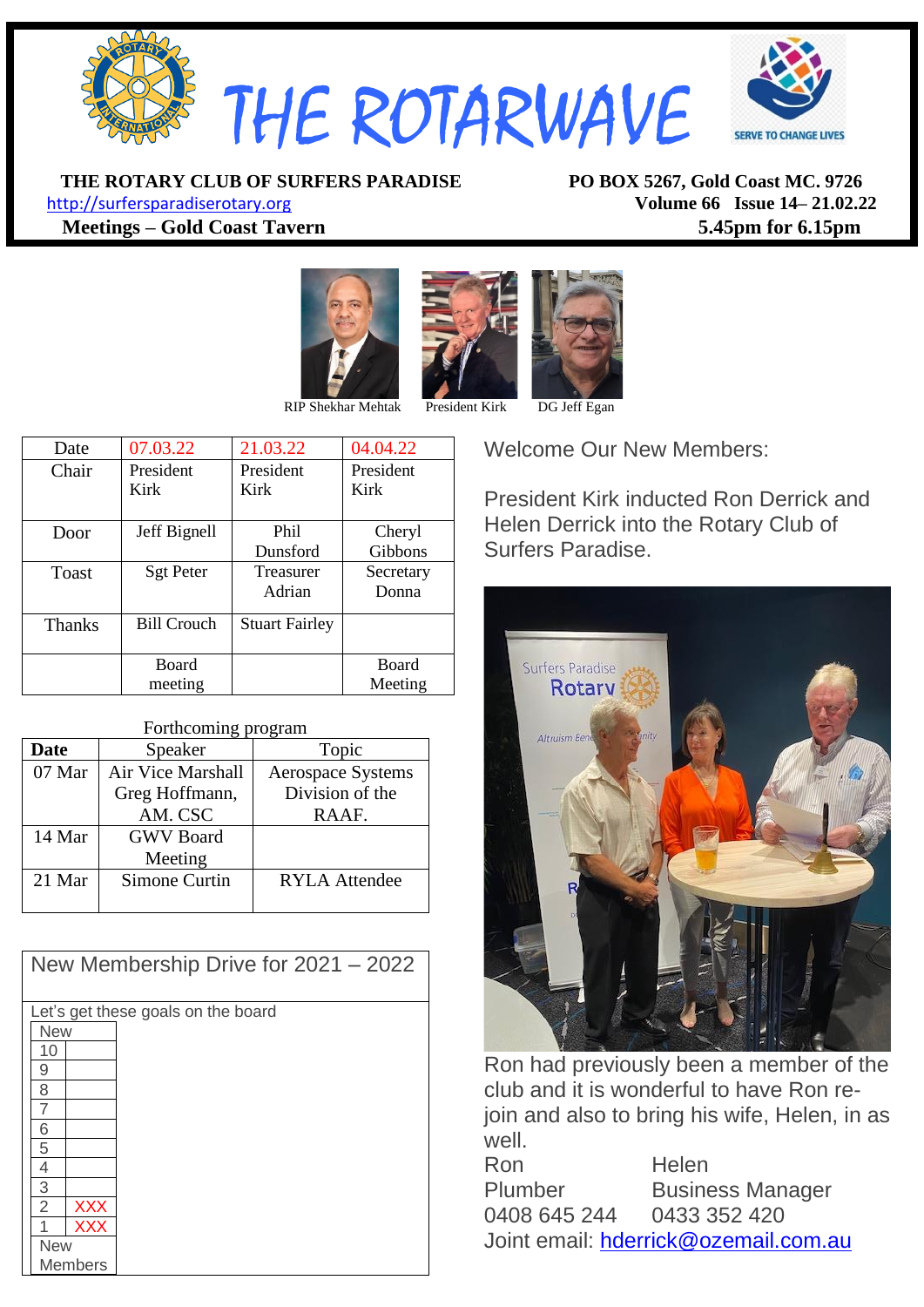# THE ROTARWAVE

**THE ROTARY CLUB OF SURFERS PARADISE**
http://surfersparadiserotary.org
**Meetings – Gold Coast Tavern**

**PO BOX 5267, Gold Coast MC. 9726**
**Volume 66 Issue 14– 21.02.22**
**5.45pm for 6.15pm**

RIP Shekhar Mehtak President Kirk DG Jeff Egan

| Date | 07.03.22 | 21.03.22 | 04.04.22 |
|---|---|---|---|
| Chair | President Kirk | President Kirk | President Kirk |
| Door | Jeff Bignell | Phil Dunsford | Cheryl Gibbons |
| Toast | Sgt Peter | Treasurer Adrian | Secretary Donna |
| Thanks | Bill Crouch | Stuart Fairley | |
| | Board meeting | | Board Meeting |

Forthcoming program

| Date | Speaker | Topic |
|---|---|---|
| 07 Mar | Air Vice Marshall Greg Hoffmann, AM. CSC | Aerospace Systems Division of the RAAF. |
| 14 Mar | GWV Board Meeting | |
| 21 Mar | Simone Curtin | RYLA Attendee |

## New Membership Drive for 2021 – 2022

Let's get these goals on the board

| New | |
|---|---|
| 10 | |
| 9 | |
| 8 | |
| 7 | |
| 6 | |
| 5 | |
| 4 | |
| 3 | |
| 2 | XXX |
| 1 | XXX |
| New Members | |

Welcome Our New Members:

President Kirk inducted Ron Derrick and Helen Derrick into the Rotary Club of Surfers Paradise.

Ron had previously been a member of the club and it is wonderful to have Ron re-join and also to bring his wife, Helen, in as well.

| Ron | Helen |
|---|---|
| Plumber | Business Manager |
| 0408 645 244 | 0433 352 420 |

Joint email: hderrick@ozemail.com.au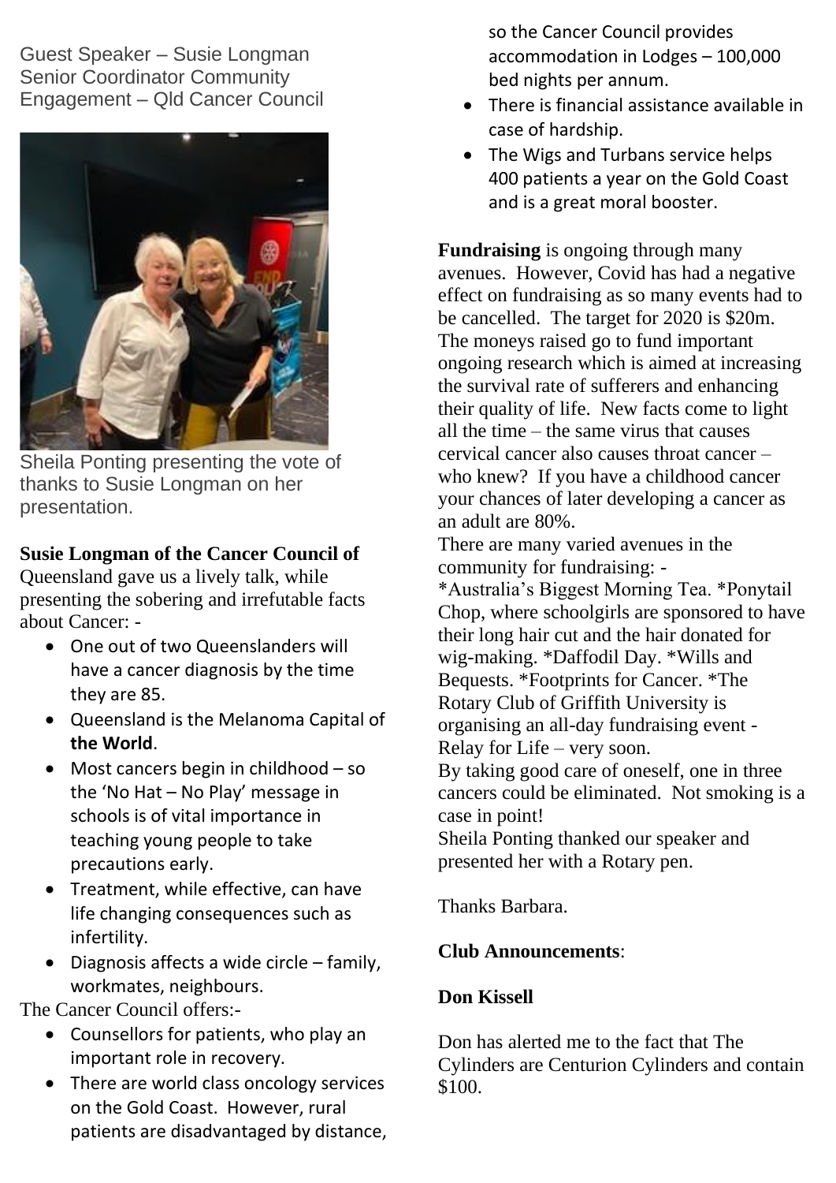Guest Speaker – Susie Longman
Senior Coordinator Community Engagement – Qld Cancer Council

Sheila Ponting presenting the vote of thanks to Susie Longman on her presentation.

**Susie Longman of the Cancer Council of** Queensland gave us a lively talk, while presenting the sobering and irrefutable facts about Cancer: -

- One out of two Queenslanders will have a cancer diagnosis by the time they are 85.
- Queensland is the Melanoma Capital of **the World**.
- Most cancers begin in childhood – so the 'No Hat – No Play' message in schools is of vital importance in teaching young people to take precautions early.
- Treatment, while effective, can have life changing consequences such as infertility.
- Diagnosis affects a wide circle – family, workmates, neighbours.

The Cancer Council offers:-

- Counsellors for patients, who play an important role in recovery.
- There are world class oncology services on the Gold Coast. However, rural patients are disadvantaged by distance, so the Cancer Council provides accommodation in Lodges – 100,000 bed nights per annum.
- There is financial assistance available in case of hardship.
- The Wigs and Turbans service helps 400 patients a year on the Gold Coast and is a great moral booster.

**Fundraising** is ongoing through many avenues. However, Covid has had a negative effect on fundraising as so many events had to be cancelled. The target for 2020 is $20m. The moneys raised go to fund important ongoing research which is aimed at increasing the survival rate of sufferers and enhancing their quality of life. New facts come to light all the time – the same virus that causes cervical cancer also causes throat cancer – who knew? If you have a childhood cancer your chances of later developing a cancer as an adult are 80%.

There are many varied avenues in the community for fundraising: -
*Australia's Biggest Morning Tea. *Ponytail Chop, where schoolgirls are sponsored to have their long hair cut and the hair donated for wig-making. *Daffodil Day. *Wills and Bequests. *Footprints for Cancer. *The Rotary Club of Griffith University is organising an all-day fundraising event - Relay for Life – very soon.

By taking good care of oneself, one in three cancers could be eliminated. Not smoking is a case in point!

Sheila Ponting thanked our speaker and presented her with a Rotary pen.

Thanks Barbara.

**Club Announcements**:

**Don Kissell**

Don has alerted me to the fact that The Cylinders are Centurion Cylinders and contain $100.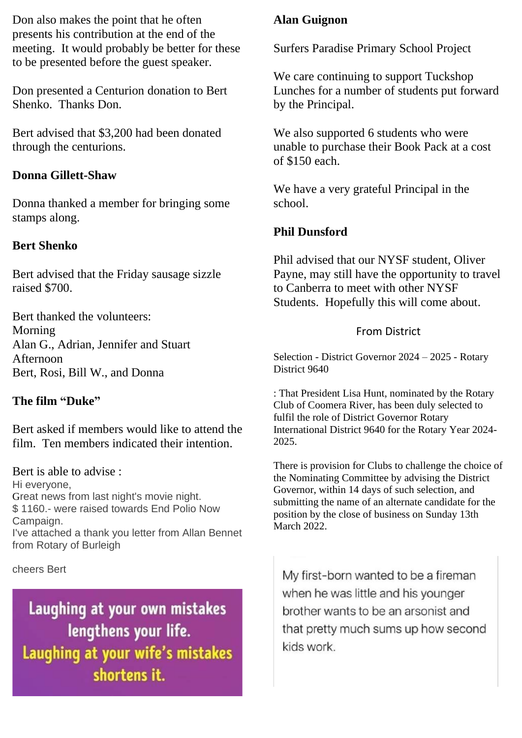Don also makes the point that he often presents his contribution at the end of the meeting. It would probably be better for these to be presented before the guest speaker.

Don presented a Centurion donation to Bert Shenko. Thanks Don.

Bert advised that $3,200 had been donated through the centurions.

**Donna Gillett-Shaw**

Donna thanked a member for bringing some stamps along.

**Bert Shenko**

Bert advised that the Friday sausage sizzle raised $700.

Bert thanked the volunteers:
Morning
Alan G., Adrian, Jennifer and Stuart
Afternoon
Bert, Rosi, Bill W., and Donna

**The film "Duke"**

Bert asked if members would like to attend the film. Ten members indicated their intention.

Bert is able to advise :
Hi everyone,
Great news from last night's movie night.
$ 1160.- were raised towards End Polio Now Campaign.
I've attached a thank you letter from Allan Bennet from Rotary of Burleigh

cheers Bert

Laughing at your own mistakes lengthens your life.
Laughing at your wife's mistakes shortens it.

**Alan Guignon**

Surfers Paradise Primary School Project

We care continuing to support Tuckshop Lunches for a number of students put forward by the Principal.

We also supported 6 students who were unable to purchase their Book Pack at a cost of $150 each.

We have a very grateful Principal in the school.

**Phil Dunsford**

Phil advised that our NYSF student, Oliver Payne, may still have the opportunity to travel to Canberra to meet with other NYSF Students. Hopefully this will come about.

From District

Selection - District Governor 2024 – 2025 - Rotary District 9640

: That President Lisa Hunt, nominated by the Rotary Club of Coomera River, has been duly selected to fulfil the role of District Governor Rotary International District 9640 for the Rotary Year 2024-2025.

There is provision for Clubs to challenge the choice of the Nominating Committee by advising the District Governor, within 14 days of such selection, and submitting the name of an alternate candidate for the position by the close of business on Sunday 13th March 2022.

My first-born wanted to be a fireman when he was little and his younger brother wants to be an arsonist and that pretty much sums up how second kids work.